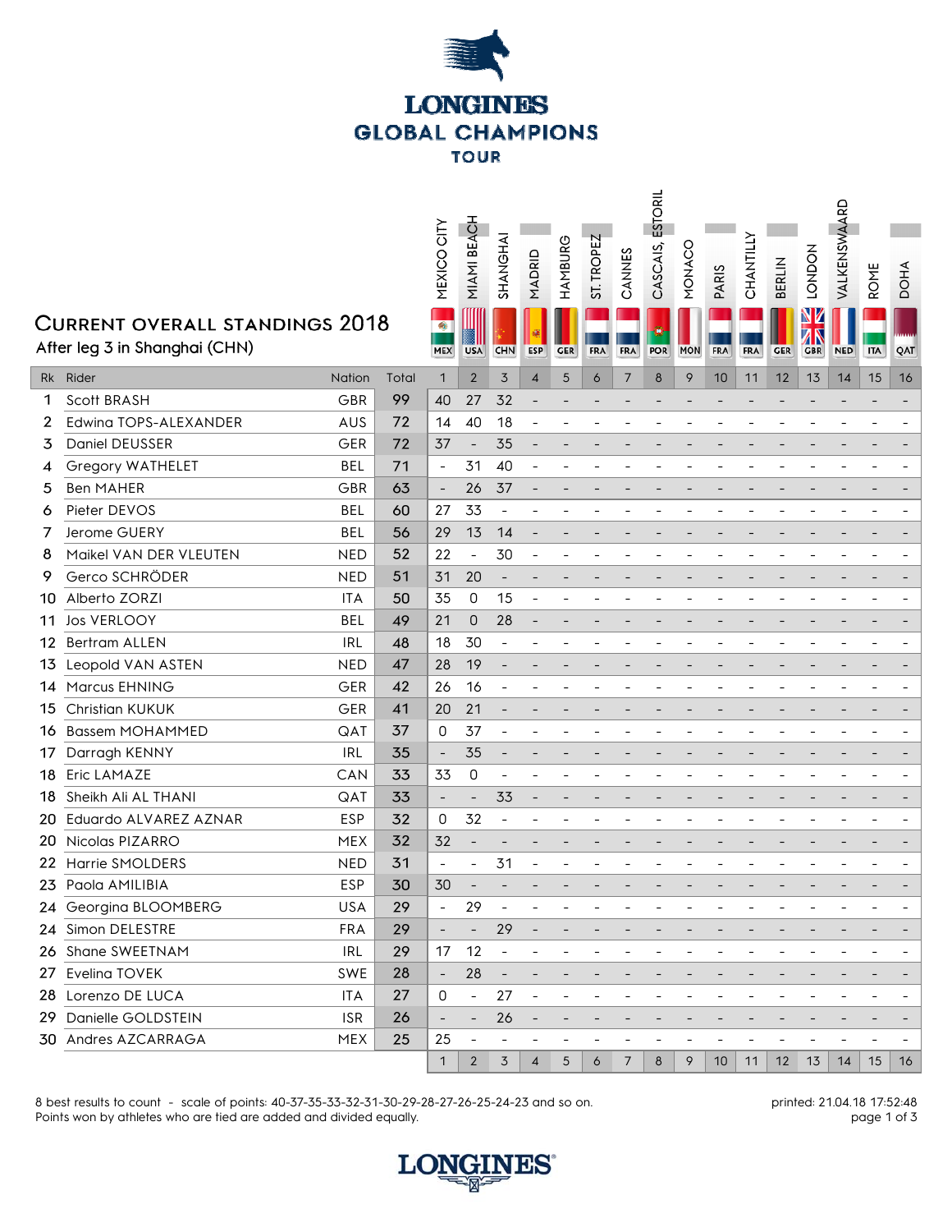# LONGINES GLOBAL CHAMPIONS TOUR

## Current overall standings 2018

After leg 3 in Shanghai (CHN)

| Rk | Rider | Nation | Total | 1 MEXICO CITY (MEX) | 2 MIAMI BEACH (USA) | 3 SHANGHAI (CHN) | 4 MADRID (ESP) | 5 HAMBURG (GER) | 6 ST. TROPEZ (FRA) | 7 CANNES (FRA) | 8 CASCAIS, ESTORIL (POR) | 9 MONACO (MON) | 10 PARIS (FRA) | 11 CHANTILLY (FRA) | 12 BERLIN (GER) | 13 LONDON (GBR) | 14 VALKENSWAARD (NED) | 15 ROME (ITA) | 16 DOHA (QAT) |
|---|---|---|---|---|---|---|---|---|---|---|---|---|---|---|---|---|---|---|---|
| 1 | Scott BRASH | GBR | 99 | 40 | 27 | 32 | - | - | - | - | - | - | - | - | - | - | - | - | - |
| 2 | Edwina TOPS-ALEXANDER | AUS | 72 | 14 | 40 | 18 | - | - | - | - | - | - | - | - | - | - | - | - | - |
| 3 | Daniel DEUSSER | GER | 72 | 37 | - | 35 | - | - | - | - | - | - | - | - | - | - | - | - | - |
| 4 | Gregory WATHELET | BEL | 71 | - | 31 | 40 | - | - | - | - | - | - | - | - | - | - | - | - | - |
| 5 | Ben MAHER | GBR | 63 | - | 26 | 37 | - | - | - | - | - | - | - | - | - | - | - | - | - |
| 6 | Pieter DEVOS | BEL | 60 | 27 | 33 | - | - | - | - | - | - | - | - | - | - | - | - | - | - |
| 7 | Jerome GUERY | BEL | 56 | 29 | 13 | 14 | - | - | - | - | - | - | - | - | - | - | - | - | - |
| 8 | Maikel VAN DER VLEUTEN | NED | 52 | 22 | - | 30 | - | - | - | - | - | - | - | - | - | - | - | - | - |
| 9 | Gerco SCHRÖDER | NED | 51 | 31 | 20 | - | - | - | - | - | - | - | - | - | - | - | - | - | - |
| 10 | Alberto ZORZI | ITA | 50 | 35 | 0 | 15 | - | - | - | - | - | - | - | - | - | - | - | - | - |
| 11 | Jos VERLOOY | BEL | 49 | 21 | 0 | 28 | - | - | - | - | - | - | - | - | - | - | - | - | - |
| 12 | Bertram ALLEN | IRL | 48 | 18 | 30 | - | - | - | - | - | - | - | - | - | - | - | - | - | - |
| 13 | Leopold VAN ASTEN | NED | 47 | 28 | 19 | - | - | - | - | - | - | - | - | - | - | - | - | - | - |
| 14 | Marcus EHNING | GER | 42 | 26 | 16 | - | - | - | - | - | - | - | - | - | - | - | - | - | - |
| 15 | Christian KUKUK | GER | 41 | 20 | 21 | - | - | - | - | - | - | - | - | - | - | - | - | - | - |
| 16 | Bassem MOHAMMED | QAT | 37 | 0 | 37 | - | - | - | - | - | - | - | - | - | - | - | - | - | - |
| 17 | Darragh KENNY | IRL | 35 | - | 35 | - | - | - | - | - | - | - | - | - | - | - | - | - | - |
| 18 | Eric LAMAZE | CAN | 33 | 33 | 0 | - | - | - | - | - | - | - | - | - | - | - | - | - | - |
| 18 | Sheikh Ali AL THANI | QAT | 33 | - | - | 33 | - | - | - | - | - | - | - | - | - | - | - | - | - |
| 20 | Eduardo ALVAREZ AZNAR | ESP | 32 | 0 | 32 | - | - | - | - | - | - | - | - | - | - | - | - | - | - |
| 20 | Nicolas PIZARRO | MEX | 32 | 32 | - | - | - | - | - | - | - | - | - | - | - | - | - | - | - |
| 22 | Harrie SMOLDERS | NED | 31 | - | - | 31 | - | - | - | - | - | - | - | - | - | - | - | - | - |
| 23 | Paola AMILIBIA | ESP | 30 | 30 | - | - | - | - | - | - | - | - | - | - | - | - | - | - | - |
| 24 | Georgina BLOOMBERG | USA | 29 | - | 29 | - | - | - | - | - | - | - | - | - | - | - | - | - | - |
| 24 | Simon DELESTRE | FRA | 29 | - | - | 29 | - | - | - | - | - | - | - | - | - | - | - | - | - |
| 26 | Shane SWEETNAM | IRL | 29 | 17 | 12 | - | - | - | - | - | - | - | - | - | - | - | - | - | - |
| 27 | Evelina TOVEK | SWE | 28 | - | 28 | - | - | - | - | - | - | - | - | - | - | - | - | - | - |
| 28 | Lorenzo DE LUCA | ITA | 27 | 0 | - | 27 | - | - | - | - | - | - | - | - | - | - | - | - | - |
| 29 | Danielle GOLDSTEIN | ISR | 26 | - | - | 26 | - | - | - | - | - | - | - | - | - | - | - | - | - |
| 30 | Andres AZCARRAGA | MEX | 25 | 25 | - | - | - | - | - | - | - | - | - | - | - | - | - | - | - |

8 best results to count - scale of points: 40-37-35-33-32-31-30-29-28-27-26-25-24-23 and so on.
Points won by athletes who are tied are added and divided equally.

printed: 21.04.18 17:52:48

LONGINES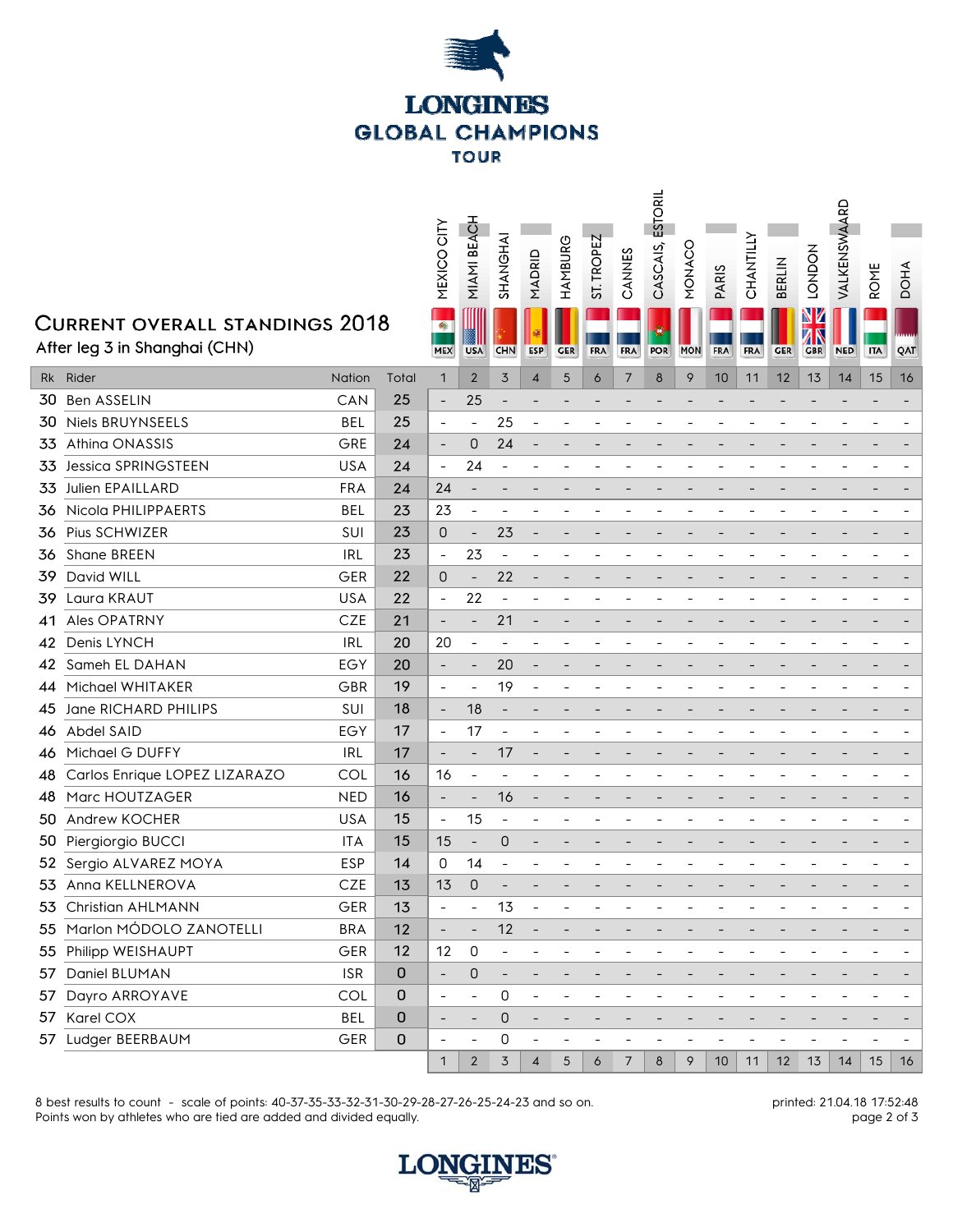# LONGINES GLOBAL CHAMPIONS TOUR

## Current overall standings 2018

After leg 3 in Shanghai (CHN)

| Rk | Rider | Nation | Total | 1 MEXICO CITY MEX | 2 MIAMI BEACH USA | 3 SHANGHAI CHN | 4 MADRID ESP | 5 HAMBURG GER | 6 ST. TROPEZ FRA | 7 CANNES FRA | 8 CASCAIS, ESTORIL POR | 9 MONACO MON | 10 PARIS FRA | 11 CHANTILLY FRA | 12 BERLIN GER | 13 LONDON GBR | 14 VALKENSWAARD NED | 15 ROME ITA | 16 DOHA QAT |
|---|---|---|---|---|---|---|---|---|---|---|---|---|---|---|---|---|---|---|---|
| 30 | Ben ASSELIN | CAN | 25 | - | 25 | - | - | - | - | - | - | - | - | - | - | - | - | - | - |
| 30 | Niels BRUYNSEELS | BEL | 25 | - | - | 25 | - | - | - | - | - | - | - | - | - | - | - | - | - |
| 33 | Athina ONASSIS | GRE | 24 | - | 0 | 24 | - | - | - | - | - | - | - | - | - | - | - | - | - |
| 33 | Jessica SPRINGSTEEN | USA | 24 | - | 24 | - | - | - | - | - | - | - | - | - | - | - | - | - | - |
| 33 | Julien EPAILLARD | FRA | 24 | 24 | - | - | - | - | - | - | - | - | - | - | - | - | - | - | - |
| 36 | Nicola PHILIPPAERTS | BEL | 23 | 23 | - | - | - | - | - | - | - | - | - | - | - | - | - | - | - |
| 36 | Pius SCHWIZER | SUI | 23 | 0 | - | 23 | - | - | - | - | - | - | - | - | - | - | - | - | - |
| 36 | Shane BREEN | IRL | 23 | - | 23 | - | - | - | - | - | - | - | - | - | - | - | - | - | - |
| 39 | David WILL | GER | 22 | 0 | - | 22 | - | - | - | - | - | - | - | - | - | - | - | - | - |
| 39 | Laura KRAUT | USA | 22 | - | 22 | - | - | - | - | - | - | - | - | - | - | - | - | - | - |
| 41 | Ales OPATRNY | CZE | 21 | - | - | 21 | - | - | - | - | - | - | - | - | - | - | - | - | - |
| 42 | Denis LYNCH | IRL | 20 | 20 | - | - | - | - | - | - | - | - | - | - | - | - | - | - | - |
| 42 | Sameh EL DAHAN | EGY | 20 | - | - | 20 | - | - | - | - | - | - | - | - | - | - | - | - | - |
| 44 | Michael WHITAKER | GBR | 19 | - | - | 19 | - | - | - | - | - | - | - | - | - | - | - | - | - |
| 45 | Jane RICHARD PHILIPS | SUI | 18 | - | 18 | - | - | - | - | - | - | - | - | - | - | - | - | - | - |
| 46 | Abdel SAID | EGY | 17 | - | 17 | - | - | - | - | - | - | - | - | - | - | - | - | - | - |
| 46 | Michael G DUFFY | IRL | 17 | - | - | 17 | - | - | - | - | - | - | - | - | - | - | - | - | - |
| 48 | Carlos Enrique LOPEZ LIZARAZO | COL | 16 | 16 | - | - | - | - | - | - | - | - | - | - | - | - | - | - | - |
| 48 | Marc HOUTZAGER | NED | 16 | - | - | 16 | - | - | - | - | - | - | - | - | - | - | - | - | - |
| 50 | Andrew KOCHER | USA | 15 | - | 15 | - | - | - | - | - | - | - | - | - | - | - | - | - | - |
| 50 | Piergiorgio BUCCI | ITA | 15 | 15 | - | 0 | - | - | - | - | - | - | - | - | - | - | - | - | - |
| 52 | Sergio ALVAREZ MOYA | ESP | 14 | 0 | 14 | - | - | - | - | - | - | - | - | - | - | - | - | - | - |
| 53 | Anna KELLNEROVA | CZE | 13 | 13 | 0 | - | - | - | - | - | - | - | - | - | - | - | - | - | - |
| 53 | Christian AHLMANN | GER | 13 | - | - | 13 | - | - | - | - | - | - | - | - | - | - | - | - | - |
| 55 | Marlon MÓDOLO ZANOTELLI | BRA | 12 | - | - | 12 | - | - | - | - | - | - | - | - | - | - | - | - | - |
| 55 | Philipp WEISHAUPT | GER | 12 | 12 | 0 | - | - | - | - | - | - | - | - | - | - | - | - | - | - |
| 57 | Daniel BLUMAN | ISR | 0 | - | 0 | - | - | - | - | - | - | - | - | - | - | - | - | - | - |
| 57 | Dayro ARROYAVE | COL | 0 | - | - | 0 | - | - | - | - | - | - | - | - | - | - | - | - | - |
| 57 | Karel COX | BEL | 0 | - | - | 0 | - | - | - | - | - | - | - | - | - | - | - | - | - |
| 57 | Ludger BEERBAUM | GER | 0 | - | - | 0 | - | - | - | - | - | - | - | - | - | - | - | - | - |

8 best results to count - scale of points: 40-37-35-33-32-31-30-29-28-27-26-25-24-23 and so on.
Points won by athletes who are tied are added and divided equally.

printed: 21.04.18 17:52:48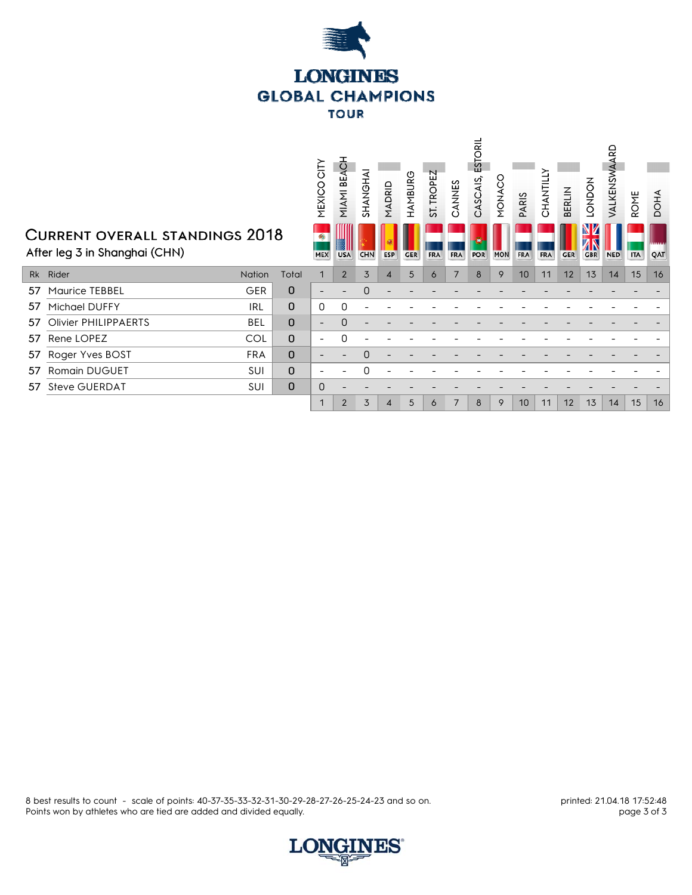# LONGINES GLOBAL CHAMPIONS TOUR

## Current overall standings 2018

After leg 3 in Shanghai (CHN)

| Rk | Rider | Nation | Total | 1 MEXICO CITY MEX | 2 MIAMI BEACH USA | 3 SHANGHAI CHN | 4 MADRID ESP | 5 HAMBURG GER | 6 ST. TROPEZ FRA | 7 CANNES FRA | 8 CASCAIS, ESTORIL POR | 9 MONACO MON | 10 PARIS FRA | 11 CHANTILLY FRA | 12 BERLIN GER | 13 LONDON GBR | 14 VALKENSWAARD NED | 15 ROME ITA | 16 DOHA QAT |
|---|---|---|---|---|---|---|---|---|---|---|---|---|---|---|---|---|---|---|---|
| 57 | Maurice TEBBEL | GER | 0 | - | - | 0 | - | - | - | - | - | - | - | - | - | - | - | - | - |
| 57 | Michael DUFFY | IRL | 0 | 0 | 0 | - | - | - | - | - | - | - | - | - | - | - | - | - | - |
| 57 | Olivier PHILIPPAERTS | BEL | 0 | - | 0 | - | - | - | - | - | - | - | - | - | - | - | - | - | - |
| 57 | Rene LOPEZ | COL | 0 | - | 0 | - | - | - | - | - | - | - | - | - | - | - | - | - | - |
| 57 | Roger Yves BOST | FRA | 0 | - | - | 0 | - | - | - | - | - | - | - | - | - | - | - | - | - |
| 57 | Romain DUGUET | SUI | 0 | - | - | 0 | - | - | - | - | - | - | - | - | - | - | - | - | - |
| 57 | Steve GUERDAT | SUI | 0 | 0 | - | - | - | - | - | - | - | - | - | - | - | - | - | - | - |
| | | | | 1 | 2 | 3 | 4 | 5 | 6 | 7 | 8 | 9 | 10 | 11 | 12 | 13 | 14 | 15 | 16 |

8 best results to count - scale of points: 40-37-35-33-32-31-30-29-28-27-26-25-24-23 and so on.
Points won by athletes who are tied are added and divided equally.

printed: 21.04.18 17:52:48